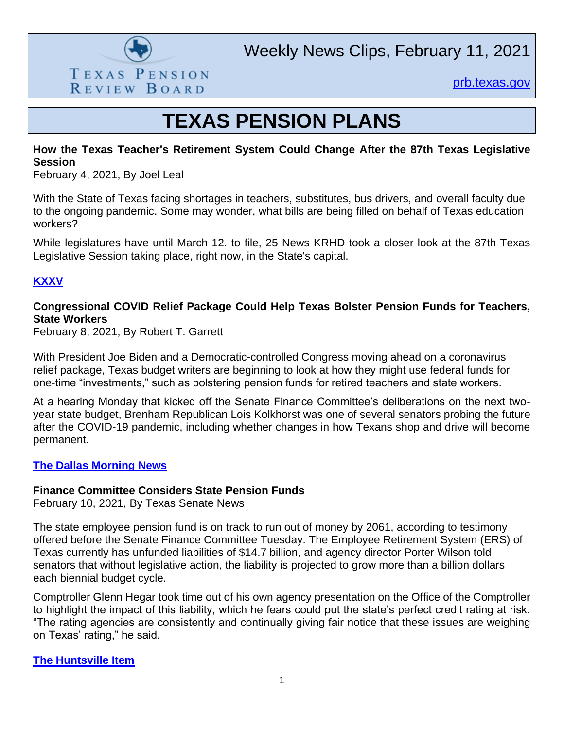Texas Pension Review Board

# Weekly News Clips, February 11, 2021

prb.texas.gov

# TEXAS PENSION PLANS

**How the Texas Teacher's Retirement System Could Change After the 87th Texas Legislative Session**
February 4, 2021, By Joel Leal

With the State of Texas facing shortages in teachers, substitutes, bus drivers, and overall faculty due to the ongoing pandemic. Some may wonder, what bills are being filled on behalf of Texas education workers?

While legislatures have until March 12. to file, 25 News KRHD took a closer look at the 87th Texas Legislative Session taking place, right now, in the State's capital.

**KXXV**

**Congressional COVID Relief Package Could Help Texas Bolster Pension Funds for Teachers, State Workers**
February 8, 2021, By Robert T. Garrett

With President Joe Biden and a Democratic-controlled Congress moving ahead on a coronavirus relief package, Texas budget writers are beginning to look at how they might use federal funds for one-time "investments," such as bolstering pension funds for retired teachers and state workers.

At a hearing Monday that kicked off the Senate Finance Committee's deliberations on the next two-year state budget, Brenham Republican Lois Kolkhorst was one of several senators probing the future after the COVID-19 pandemic, including whether changes in how Texans shop and drive will become permanent.

**The Dallas Morning News**

**Finance Committee Considers State Pension Funds**
February 10, 2021, By Texas Senate News

The state employee pension fund is on track to run out of money by 2061, according to testimony offered before the Senate Finance Committee Tuesday. The Employee Retirement System (ERS) of Texas currently has unfunded liabilities of $14.7 billion, and agency director Porter Wilson told senators that without legislative action, the liability is projected to grow more than a billion dollars each biennial budget cycle.

Comptroller Glenn Hegar took time out of his own agency presentation on the Office of the Comptroller to highlight the impact of this liability, which he fears could put the state's perfect credit rating at risk. "The rating agencies are consistently and continually giving fair notice that these issues are weighing on Texas' rating," he said.

**The Huntsville Item**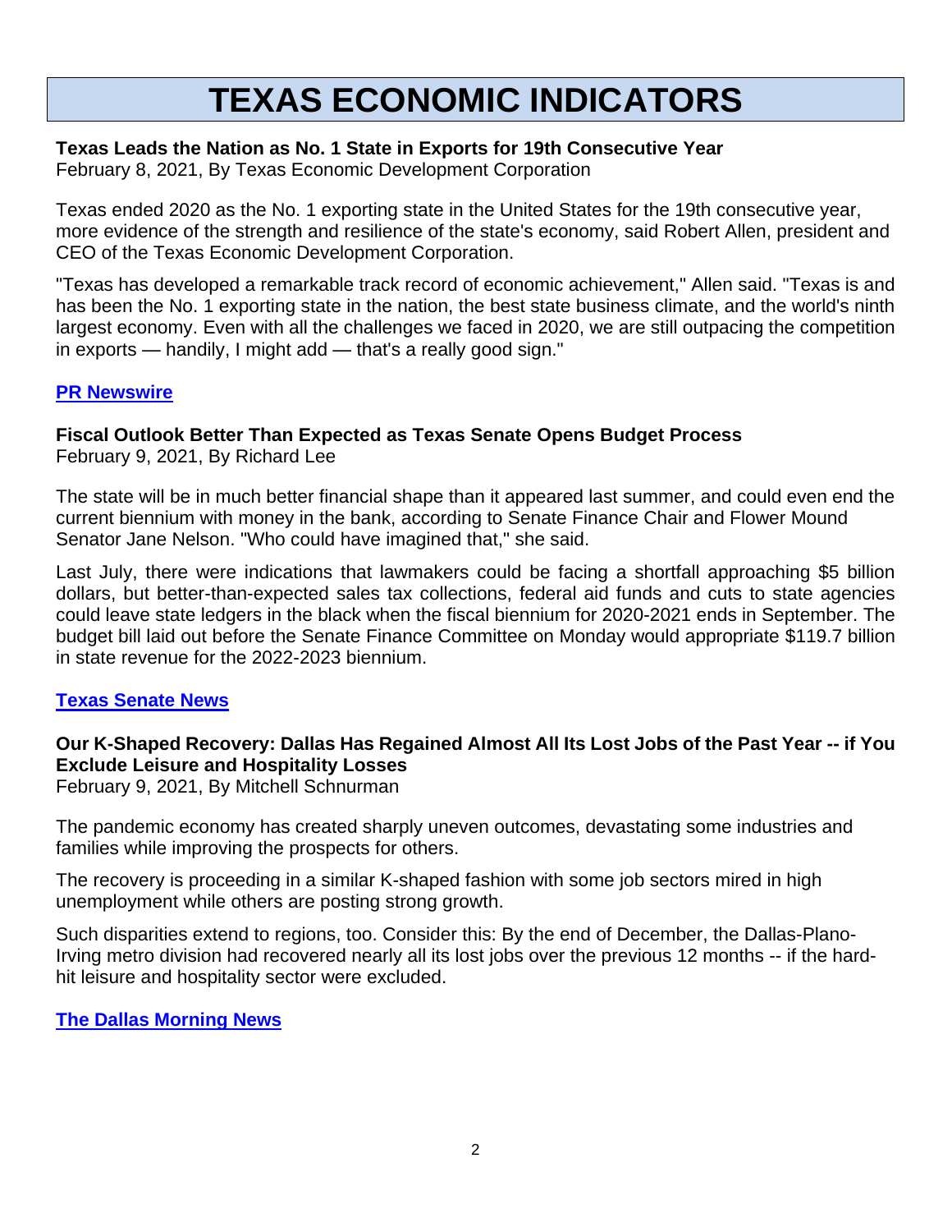# TEXAS ECONOMIC INDICATORS

**Texas Leads the Nation as No. 1 State in Exports for 19th Consecutive Year**
February 8, 2021, By Texas Economic Development Corporation

Texas ended 2020 as the No. 1 exporting state in the United States for the 19th consecutive year, more evidence of the strength and resilience of the state's economy, said Robert Allen, president and CEO of the Texas Economic Development Corporation.

"Texas has developed a remarkable track record of economic achievement," Allen said. "Texas is and has been the No. 1 exporting state in the nation, the best state business climate, and the world's ninth largest economy. Even with all the challenges we faced in 2020, we are still outpacing the competition in exports — handily, I might add — that's a really good sign."

**PR Newswire**

**Fiscal Outlook Better Than Expected as Texas Senate Opens Budget Process**
February 9, 2021, By Richard Lee

The state will be in much better financial shape than it appeared last summer, and could even end the current biennium with money in the bank, according to Senate Finance Chair and Flower Mound Senator Jane Nelson. "Who could have imagined that," she said.

Last July, there were indications that lawmakers could be facing a shortfall approaching $5 billion dollars, but better-than-expected sales tax collections, federal aid funds and cuts to state agencies could leave state ledgers in the black when the fiscal biennium for 2020-2021 ends in September. The budget bill laid out before the Senate Finance Committee on Monday would appropriate $119.7 billion in state revenue for the 2022-2023 biennium.

**Texas Senate News**

**Our K-Shaped Recovery: Dallas Has Regained Almost All Its Lost Jobs of the Past Year -- if You Exclude Leisure and Hospitality Losses**
February 9, 2021, By Mitchell Schnurman

The pandemic economy has created sharply uneven outcomes, devastating some industries and families while improving the prospects for others.

The recovery is proceeding in a similar K-shaped fashion with some job sectors mired in high unemployment while others are posting strong growth.

Such disparities extend to regions, too. Consider this: By the end of December, the Dallas-Plano-Irving metro division had recovered nearly all its lost jobs over the previous 12 months -- if the hard-hit leisure and hospitality sector were excluded.

**The Dallas Morning News**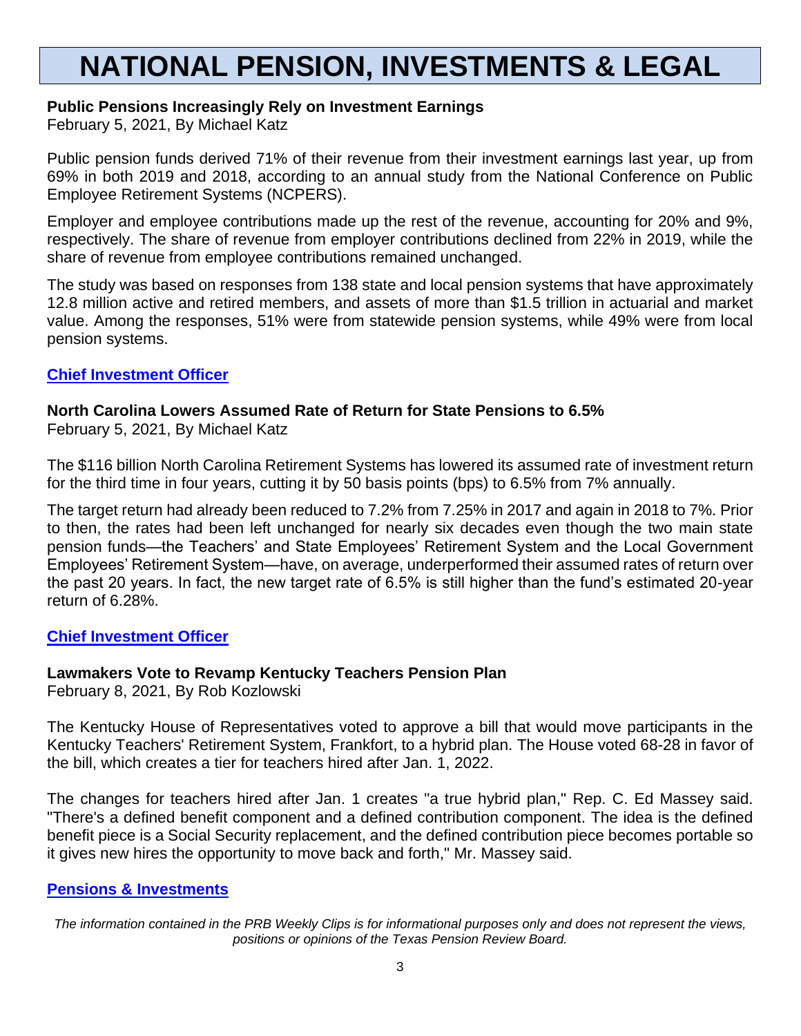# NATIONAL PENSION, INVESTMENTS & LEGAL

**Public Pensions Increasingly Rely on Investment Earnings**
February 5, 2021, By Michael Katz

Public pension funds derived 71% of their revenue from their investment earnings last year, up from 69% in both 2019 and 2018, according to an annual study from the National Conference on Public Employee Retirement Systems (NCPERS).

Employer and employee contributions made up the rest of the revenue, accounting for 20% and 9%, respectively. The share of revenue from employer contributions declined from 22% in 2019, while the share of revenue from employee contributions remained unchanged.

The study was based on responses from 138 state and local pension systems that have approximately 12.8 million active and retired members, and assets of more than $1.5 trillion in actuarial and market value. Among the responses, 51% were from statewide pension systems, while 49% were from local pension systems.

**Chief Investment Officer**

**North Carolina Lowers Assumed Rate of Return for State Pensions to 6.5%**
February 5, 2021, By Michael Katz

The $116 billion North Carolina Retirement Systems has lowered its assumed rate of investment return for the third time in four years, cutting it by 50 basis points (bps) to 6.5% from 7% annually.

The target return had already been reduced to 7.2% from 7.25% in 2017 and again in 2018 to 7%. Prior to then, the rates had been left unchanged for nearly six decades even though the two main state pension funds—the Teachers' and State Employees' Retirement System and the Local Government Employees' Retirement System—have, on average, underperformed their assumed rates of return over the past 20 years. In fact, the new target rate of 6.5% is still higher than the fund's estimated 20-year return of 6.28%.

**Chief Investment Officer**

**Lawmakers Vote to Revamp Kentucky Teachers Pension Plan**
February 8, 2021, By Rob Kozlowski

The Kentucky House of Representatives voted to approve a bill that would move participants in the Kentucky Teachers' Retirement System, Frankfort, to a hybrid plan. The House voted 68-28 in favor of the bill, which creates a tier for teachers hired after Jan. 1, 2022.

The changes for teachers hired after Jan. 1 creates "a true hybrid plan," Rep. C. Ed Massey said. "There's a defined benefit component and a defined contribution component. The idea is the defined benefit piece is a Social Security replacement, and the defined contribution piece becomes portable so it gives new hires the opportunity to move back and forth," Mr. Massey said.

**Pensions & Investments**

*The information contained in the PRB Weekly Clips is for informational purposes only and does not represent the views, positions or opinions of the Texas Pension Review Board.*